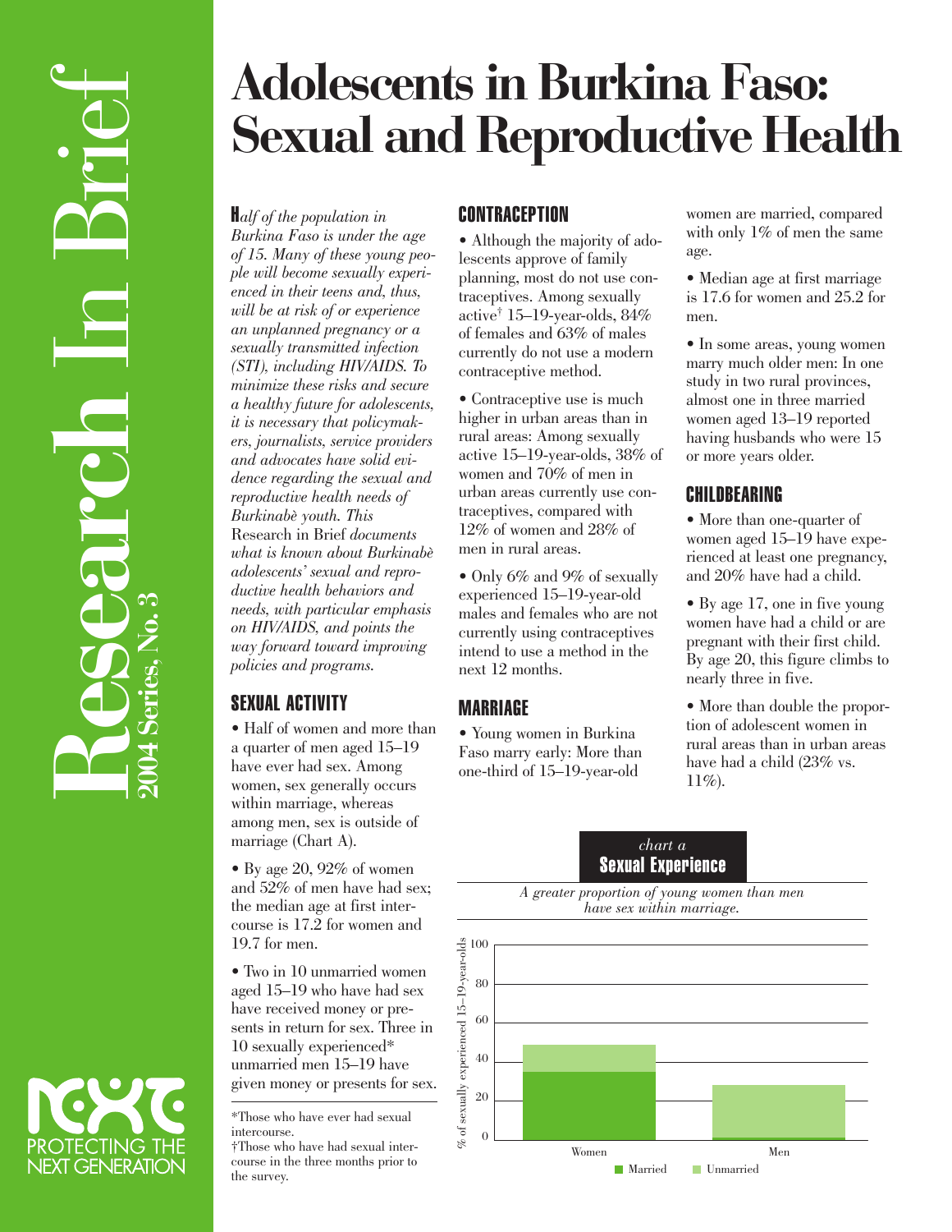# Adolescents in Burkina Faso: Sexual and Reproductive Health

Research In Brief

2004 Series, No. 3

*Half of the population in Burkina Faso is under the age of 15. Many of these young people will become sexually experienced in their teens and, thus, will be at risk of or experience an unplanned pregnancy or a sexually transmitted infection (STI), including HIV/AIDS. To minimize these risks and secure a healthy future for adolescents, it is necessary that policymakers, journalists, service providers and advocates have solid evidence regarding the sexual and reproductive health needs of Burkinabè youth. This* Research in Brief *documents what is known about Burkinabè adolescents' sexual and reproductive health behaviors and needs, with particular emphasis on HIV/AIDS, and points the way forward toward improving policies and programs.*

## SEXUAL ACTIVITY

- Half of women and more than a quarter of men aged 15–19 have ever had sex. Among women, sex generally occurs within marriage, whereas among men, sex is outside of marriage (Chart A).
- By age 20, 92% of women and 52% of men have had sex; the median age at first intercourse is 17.2 for women and 19.7 for men.
- Two in 10 unmarried women aged 15–19 who have had sex have received money or presents in return for sex. Three in 10 sexually experienced* unmarried men 15–19 have given money or presents for sex.

## CONTRACEPTION

- Although the majority of adolescents approve of family planning, most do not use contraceptives. Among sexually active† 15–19-year-olds, 84% of females and 63% of males currently do not use a modern contraceptive method.
- Contraceptive use is much higher in urban areas than in rural areas: Among sexually active 15–19-year-olds, 38% of women and 70% of men in urban areas currently use contraceptives, compared with 12% of women and 28% of men in rural areas.
- Only 6% and 9% of sexually experienced 15–19-year-old males and females who are not currently using contraceptives intend to use a method in the next 12 months.

## MARRIAGE

- Young women in Burkina Faso marry early: More than one-third of 15–19-year-old women are married, compared with only 1% of men the same age.
- Median age at first marriage is 17.6 for women and 25.2 for men.
- In some areas, young women marry much older men: In one study in two rural provinces, almost one in three married women aged 13–19 reported having husbands who were 15 or more years older.

## CHILDBEARING

- More than one-quarter of women aged 15–19 have experienced at least one pregnancy, and 20% have had a child.
- By age 17, one in five young women have had a child or are pregnant with their first child. By age 20, this figure climbs to nearly three in five.
- More than double the proportion of adolescent women in rural areas than in urban areas have had a child (23% vs. 11%).

*chart a*
**Sexual Experience**

*A greater proportion of young women than men have sex within marriage.*

Y-axis: % of sexually experienced 15–19-year-olds (0–100). Bars: Women, Men. Legend: Married, Unmarried.

\*Those who have ever had sexual intercourse.
†Those who have had sexual intercourse in the three months prior to the survey.

PROTECTING THE NEXT GENERATION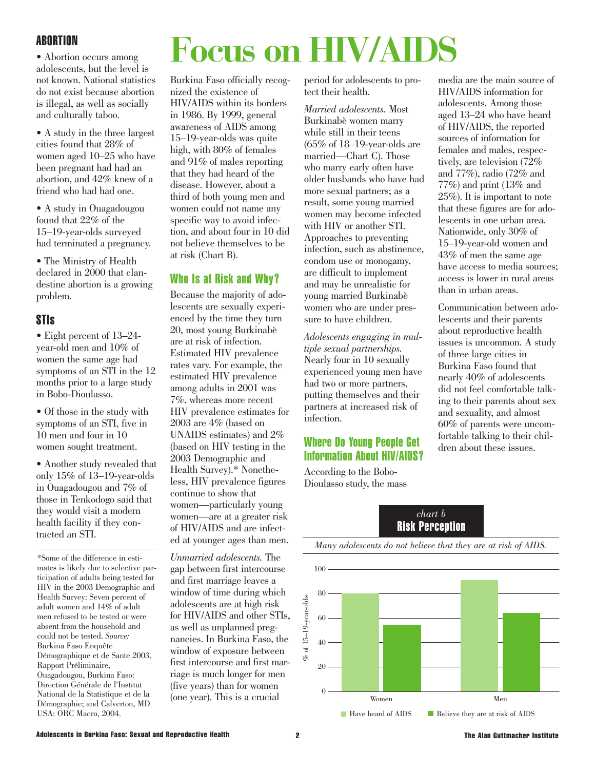## ABORTION

- Abortion occurs among adolescents, but the level is not known. National statistics do not exist because abortion is illegal, as well as socially and culturally taboo.
- A study in the three largest cities found that 28% of women aged 10–25 who have been pregnant had had an abortion, and 42% knew of a friend who had had one.
- A study in Ouagadougou found that 22% of the 15–19-year-olds surveyed had terminated a pregnancy.
- The Ministry of Health declared in 2000 that clandestine abortion is a growing problem.

## STIs

- Eight percent of 13–24-year-old men and 10% of women the same age had symptoms of an STI in the 12 months prior to a large study in Bobo-Dioulasso.
- Of those in the study with symptoms of an STI, five in 10 men and four in 10 women sought treatment.
- Another study revealed that only 15% of 13–19-year-olds in Ouagadougou and 7% of those in Tenkodogo said that they would visit a modern health facility if they contracted an STI.

\*Some of the difference in estimates is likely due to selective participation of adults being tested for HIV in the 2003 Demographic and Health Survey: Seven percent of adult women and 14% of adult men refused to be tested or were absent from the household and could not be tested. *Source:* Burkina Faso Enquête Démographique et de Sante 2003, Rapport Préliminaire, Ouagadougou, Burkina Faso: Direction Générale de l'Institut National de la Statistique et de la Démographie; and Calverton, MD USA: ORC Macro, 2004.

# Focus on HIV/AIDS

Burkina Faso officially recognized the existence of HIV/AIDS within its borders in 1986. By 1999, general awareness of AIDS among 15–19-year-olds was quite high, with 80% of females and 91% of males reporting that they had heard of the disease. However, about a third of both young men and women could not name any specific way to avoid infection, and about four in 10 did not believe themselves to be at risk (Chart B).

## Who Is at Risk and Why?

Because the majority of adolescents are sexually experienced by the time they turn 20, most young Burkinabè are at risk of infection. Estimated HIV prevalence rates vary. For example, the estimated HIV prevalence among adults in 2001 was 7%, whereas more recent HIV prevalence estimates for 2003 are 4% (based on UNAIDS estimates) and 2% (based on HIV testing in the 2003 Demographic and Health Survey).\* Nonetheless, HIV prevalence figures continue to show that women—particularly young women—are at a greater risk of HIV/AIDS and are infected at younger ages than men.

*Unmarried adolescents.* The gap between first intercourse and first marriage leaves a window of time during which adolescents are at high risk for HIV/AIDS and other STIs, as well as unplanned pregnancies. In Burkina Faso, the window of exposure between first intercourse and first marriage is much longer for men (five years) than for women (one year). This is a crucial period for adolescents to protect their health.

*Married adolescents.* Most Burkinabè women marry while still in their teens (65% of 18–19-year-olds are married—Chart C). Those who marry early often have older husbands who have had more sexual partners; as a result, some young married women may become infected with HIV or another STI. Approaches to preventing infection, such as abstinence, condom use or monogamy, are difficult to implement and may be unrealistic for young married Burkinabè women who are under pressure to have children.

*Adolescents engaging in multiple sexual partnerships.* Nearly four in 10 sexually experienced young men have had two or more partners, putting themselves and their partners at increased risk of infection.

## Where Do Young People Get Information About HIV/AIDS?

According to the Bobo-Dioulasso study, the mass media are the main source of HIV/AIDS information for adolescents. Among those aged 13–24 who have heard of HIV/AIDS, the reported sources of information for females and males, respectively, are television (72% and 77%), radio (72% and 77%) and print (13% and 25%). It is important to note that these figures are for adolescents in one urban area. Nationwide, only 30% of 15–19-year-old women and 43% of men the same age have access to media sources; access is lower in rural areas than in urban areas.

Communication between adolescents and their parents about reproductive health issues is uncommon. A study of three large cities in Burkina Faso found that nearly 40% of adolescents did not feel comfortable talking to their parents about sex and sexuality, and almost 60% of parents were uncomfortable talking to their children about these issues.

*chart b*

**Risk Perception**

*Many adolescents do not believe that they are at risk of AIDS.*

| % of 15–19-year-olds | Have heard of AIDS | Believe they are at risk of AIDS |
|---|---|---|
| Women | 80 | 54 |
| Men | 91 | 64 |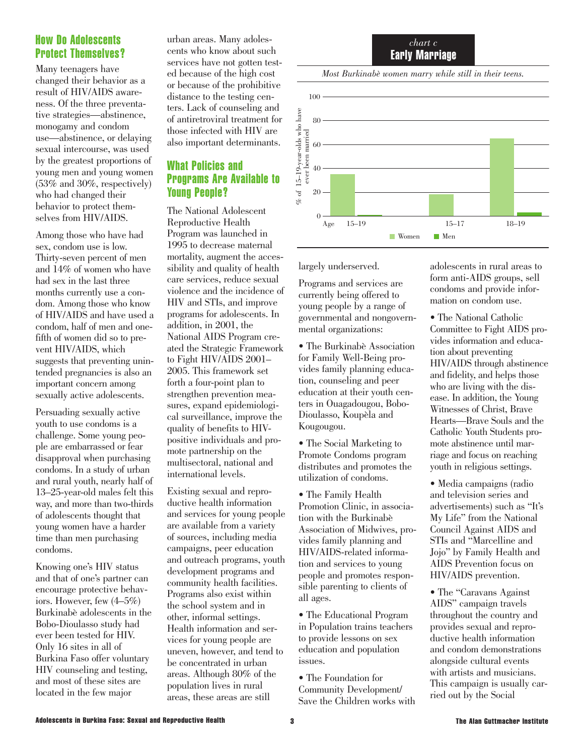## How Do Adolescents Protect Themselves?

Many teenagers have changed their behavior as a result of HIV/AIDS awareness. Of the three preventative strategies—abstinence, monogamy and condom use—abstinence, or delaying sexual intercourse, was used by the greatest proportions of young men and young women (53% and 30%, respectively) who had changed their behavior to protect themselves from HIV/AIDS.

Among those who have had sex, condom use is low. Thirty-seven percent of men and 14% of women who have had sex in the last three months currently use a condom. Among those who know of HIV/AIDS and have used a condom, half of men and one-fifth of women did so to prevent HIV/AIDS, which suggests that preventing unintended pregnancies is also an important concern among sexually active adolescents.

Persuading sexually active youth to use condoms is a challenge. Some young people are embarrassed or fear disapproval when purchasing condoms. In a study of urban and rural youth, nearly half of 13–25-year-old males felt this way, and more than two-thirds of adolescents thought that young women have a harder time than men purchasing condoms.

Knowing one's HIV status and that of one's partner can encourage protective behaviors. However, few (4–5%) Burkinabè adolescents in the Bobo-Dioulasso study had ever been tested for HIV. Only 16 sites in all of Burkina Faso offer voluntary HIV counseling and testing, and most of these sites are located in the few major urban areas. Many adolescents who know about such services have not gotten tested because of the high cost or because of the prohibitive distance to the testing centers. Lack of counseling and of antiretroviral treatment for those infected with HIV are also important determinants.

## What Policies and Programs Are Available to Young People?

The National Adolescent Reproductive Health Program was launched in 1995 to decrease maternal mortality, augment the accessibility and quality of health care services, reduce sexual violence and the incidence of HIV and STIs, and improve programs for adolescents. In addition, in 2001, the National AIDS Program created the Strategic Framework to Fight HIV/AIDS 2001–2005. This framework set forth a four-point plan to strengthen prevention measures, expand epidemiological surveillance, improve the quality of benefits to HIV-positive individuals and promote partnership on the multisectoral, national and international levels.

Existing sexual and reproductive health information and services for young people are available from a variety of sources, including media campaigns, peer education and outreach programs, youth development programs and community health facilities. Programs also exist within the school system and in other, informal settings. Health information and services for young people are uneven, however, and tend to be concentrated in urban areas. Although 80% of the population lives in rural areas, these areas are still largely underserved.

*chart c*
**Early Marriage**

*Most Burkinabè women marry while still in their teens.*

| Age | Women | Men |
|---|---|---|
| 15–19 | ~35 | ~0.5 |
| 15–17 | ~18 | — |
| 18–19 | ~65 | ~3 |

(% of 15–19-year-olds who have ever been married)

Programs and services are currently being offered to young people by a range of governmental and nongovernmental organizations:

- The Burkinabè Association for Family Well-Being provides family planning education, counseling and peer education at their youth centers in Ouagadougou, Bobo-Dioulasso, Koupèla and Kougougou.
- The Social Marketing to Promote Condoms program distributes and promotes the utilization of condoms.
- The Family Health Promotion Clinic, in association with the Burkinabè Association of Midwives, provides family planning and HIV/AIDS-related information and services to young people and promotes responsible parenting to clients of all ages.
- The Educational Program in Population trains teachers to provide lessons on sex education and population issues.
- The Foundation for Community Development/Save the Children works with adolescents in rural areas to form anti-AIDS groups, sell condoms and provide information on condom use.
- The National Catholic Committee to Fight AIDS provides information and education about preventing HIV/AIDS through abstinence and fidelity, and helps those who are living with the disease. In addition, the Young Witnesses of Christ, Brave Hearts—Brave Souls and the Catholic Youth Students promote abstinence until marriage and focus on reaching youth in religious settings.
- Media campaigns (radio and television series and advertisements) such as "It's My Life" from the National Council Against AIDS and STIs and "Marcelline and Jojo" by Family Health and AIDS Prevention focus on HIV/AIDS prevention.
- The "Caravans Against AIDS" campaign travels throughout the country and provides sexual and reproductive health information and condom demonstrations alongside cultural events with artists and musicians. This campaign is usually carried out by the Social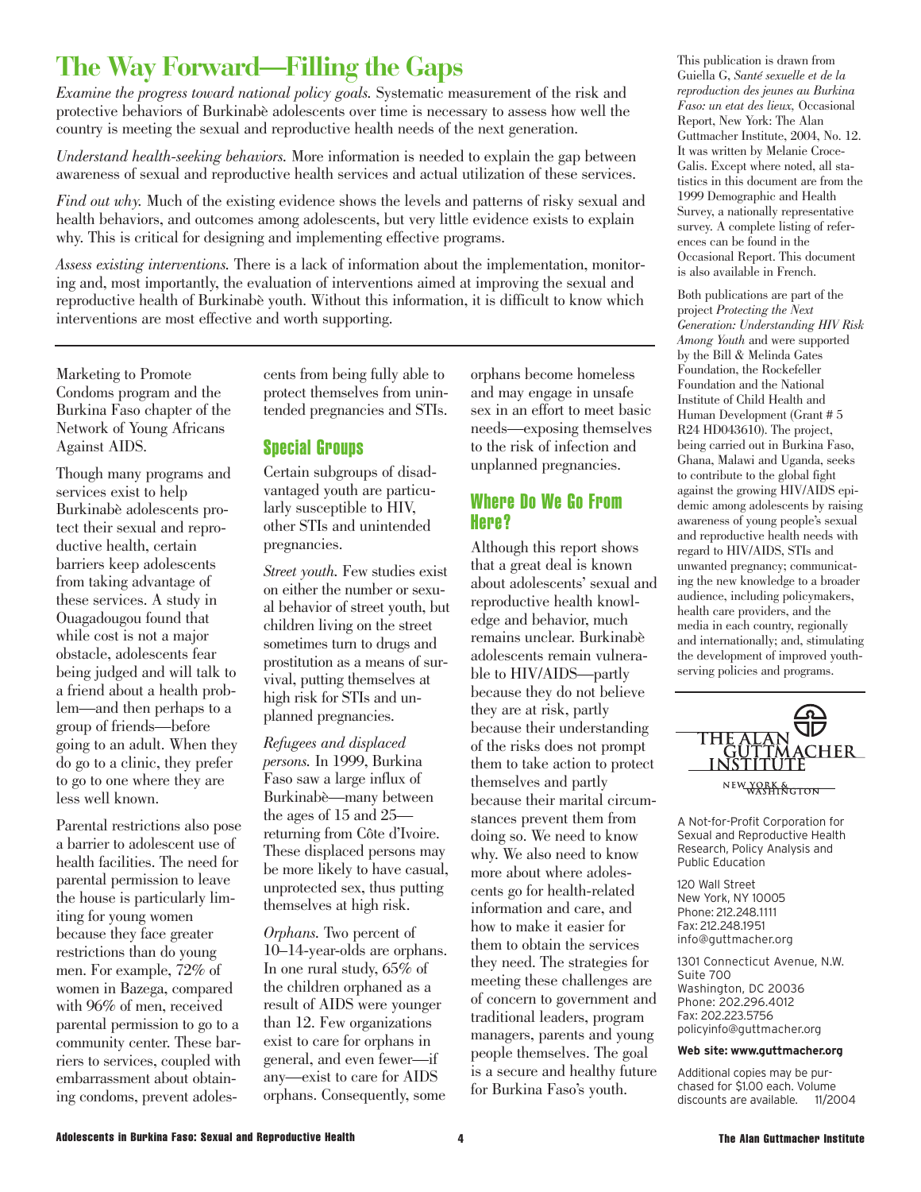# The Way Forward—Filling the Gaps

*Examine the progress toward national policy goals.* Systematic measurement of the risk and protective behaviors of Burkinabè adolescents over time is necessary to assess how well the country is meeting the sexual and reproductive health needs of the next generation.

*Understand health-seeking behaviors.* More information is needed to explain the gap between awareness of sexual and reproductive health services and actual utilization of these services.

*Find out why.* Much of the existing evidence shows the levels and patterns of risky sexual and health behaviors, and outcomes among adolescents, but very little evidence exists to explain why. This is critical for designing and implementing effective programs.

*Assess existing interventions.* There is a lack of information about the implementation, monitoring and, most importantly, the evaluation of interventions aimed at improving the sexual and reproductive health of Burkinabè youth. Without this information, it is difficult to know which interventions are most effective and worth supporting.

---

Marketing to Promote Condoms program and the Burkina Faso chapter of the Network of Young Africans Against AIDS.

Though many programs and services exist to help Burkinabè adolescents protect their sexual and reproductive health, certain barriers keep adolescents from taking advantage of these services. A study in Ouagadougou found that while cost is not a major obstacle, adolescents fear being judged and will talk to a friend about a health problem—and then perhaps to a group of friends—before going to an adult. When they do go to a clinic, they prefer to go to one where they are less well known.

Parental restrictions also pose a barrier to adolescent use of health facilities. The need for parental permission to leave the house is particularly limiting for young women because they face greater restrictions than do young men. For example, 72% of women in Bazega, compared with 96% of men, received parental permission to go to a community center. These barriers to services, coupled with embarrassment about obtaining condoms, prevent adolescents from being fully able to protect themselves from unintended pregnancies and STIs.

## Special Groups

Certain subgroups of disadvantaged youth are particularly susceptible to HIV, other STIs and unintended pregnancies.

*Street youth.* Few studies exist on either the number or sexual behavior of street youth, but children living on the street sometimes turn to drugs and prostitution as a means of survival, putting themselves at high risk for STIs and unplanned pregnancies.

*Refugees and displaced persons.* In 1999, Burkina Faso saw a large influx of Burkinabè—many between the ages of 15 and 25—returning from Côte d'Ivoire. These displaced persons may be more likely to have casual, unprotected sex, thus putting themselves at high risk.

*Orphans.* Two percent of 10–14-year-olds are orphans. In one rural study, 65% of the children orphaned as a result of AIDS were younger than 12. Few organizations exist to care for orphans in general, and even fewer—if any—exist to care for AIDS orphans. Consequently, some orphans become homeless and may engage in unsafe sex in an effort to meet basic needs—exposing themselves to the risk of infection and unplanned pregnancies.

## Where Do We Go From Here?

Although this report shows that a great deal is known about adolescents' sexual and reproductive health knowledge and behavior, much remains unclear. Burkinabè adolescents remain vulnerable to HIV/AIDS—partly because they do not believe they are at risk, partly because their understanding of the risks does not prompt them to take action to protect themselves and partly because their marital circumstances prevent them from doing so. We need to know why. We also need to know more about where adolescents go for health-related information and care, and how to make it easier for them to obtain the services they need. The strategies for meeting these challenges are of concern to government and traditional leaders, program managers, parents and young people themselves. The goal is a secure and healthy future for Burkina Faso's youth.

---

This publication is drawn from Guiella G, *Santé sexuelle et de la reproduction des jeunes au Burkina Faso: un etat des lieux,* Occasional Report, New York: The Alan Guttmacher Institute, 2004, No. 12. It was written by Melanie Croce-Galis. Except where noted, all statistics in this document are from the 1999 Demographic and Health Survey, a nationally representative survey. A complete listing of references can be found in the Occasional Report. This document is also available in French.

Both publications are part of the project *Protecting the Next Generation: Understanding HIV Risk Among Youth* and were supported by the Bill & Melinda Gates Foundation, the Rockefeller Foundation and the National Institute of Child Health and Human Development (Grant # 5 R24 HD043610). The project, being carried out in Burkina Faso, Ghana, Malawi and Uganda, seeks to contribute to the global fight against the growing HIV/AIDS epidemic among adolescents by raising awareness of young people's sexual and reproductive health needs with regard to HIV/AIDS, STIs and unwanted pregnancy; communicating the new knowledge to a broader audience, including policymakers, health care providers, and the media in each country, regionally and internationally; and, stimulating the development of improved youth-serving policies and programs.

THE ALAN GUTTMACHER INSTITUTE
NEW YORK & WASHINGTON

A Not-for-Profit Corporation for Sexual and Reproductive Health Research, Policy Analysis and Public Education

120 Wall Street
New York, NY 10005
Phone: 212.248.1111
Fax: 212.248.1951
info@guttmacher.org

1301 Connecticut Avenue, N.W.
Suite 700
Washington, DC 20036
Phone: 202.296.4012
Fax: 202.223.5756
policyinfo@guttmacher.org

**Web site: www.guttmacher.org**

Additional copies may be purchased for $1.00 each. Volume discounts are available. 11/2004